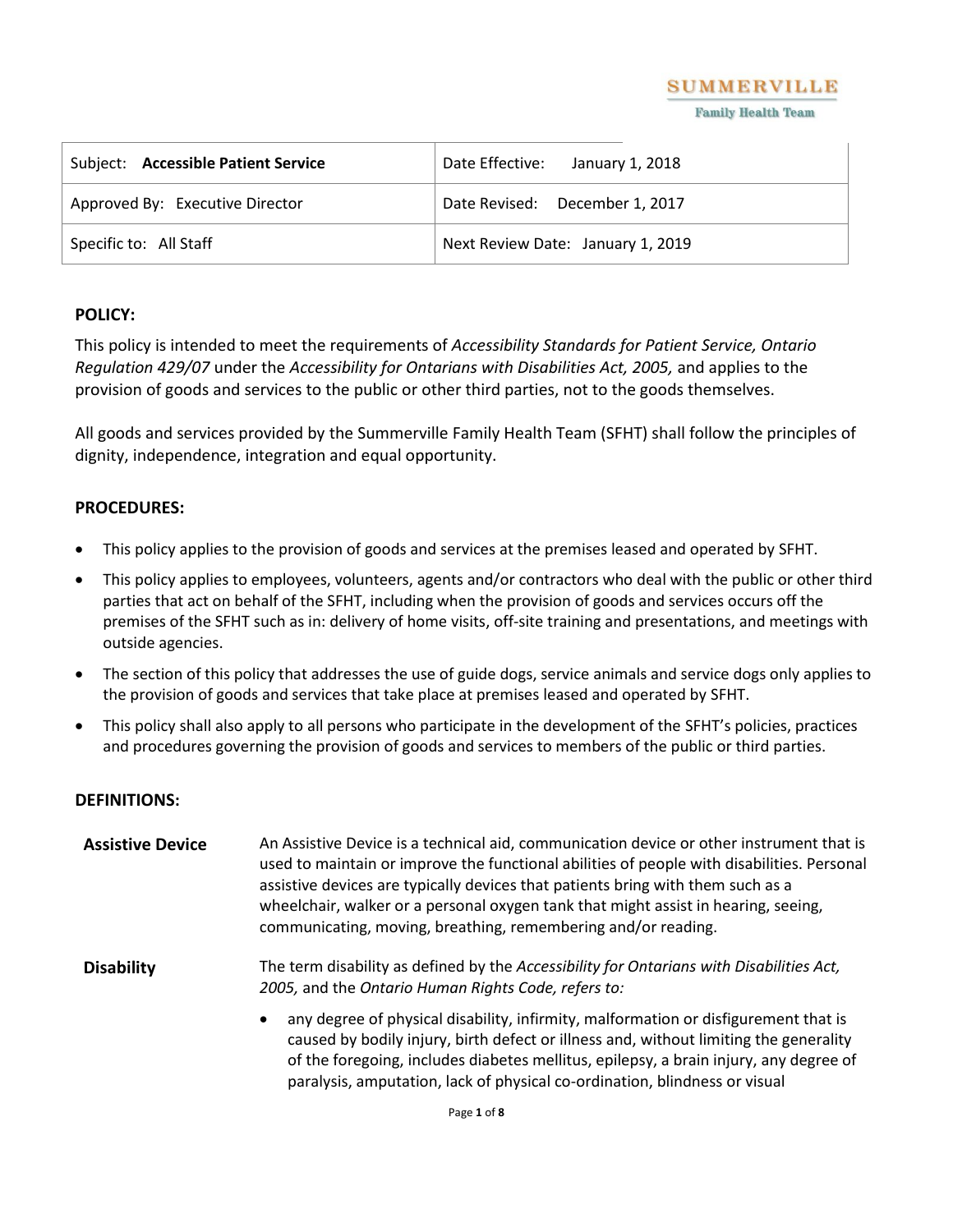SUMMERVILLE
Family Health Team

| | |
|---|---|
| Subject: **Accessible Patient Service** | Date Effective: January 1, 2018 |
| Approved By: Executive Director | Date Revised: December 1, 2017 |
| Specific to: All Staff | Next Review Date: January 1, 2019 |

## POLICY:

This policy is intended to meet the requirements of *Accessibility Standards for Patient Service, Ontario Regulation 429/07* under the *Accessibility for Ontarians with Disabilities Act, 2005,* and applies to the provision of goods and services to the public or other third parties, not to the goods themselves.

All goods and services provided by the Summerville Family Health Team (SFHT) shall follow the principles of dignity, independence, integration and equal opportunity.

## PROCEDURES:

- This policy applies to the provision of goods and services at the premises leased and operated by SFHT.
- This policy applies to employees, volunteers, agents and/or contractors who deal with the public or other third parties that act on behalf of the SFHT, including when the provision of goods and services occurs off the premises of the SFHT such as in: delivery of home visits, off-site training and presentations, and meetings with outside agencies.
- The section of this policy that addresses the use of guide dogs, service animals and service dogs only applies to the provision of goods and services that take place at premises leased and operated by SFHT.
- This policy shall also apply to all persons who participate in the development of the SFHT's policies, practices and procedures governing the provision of goods and services to members of the public or third parties.

## DEFINITIONS:

**Assistive Device** — An Assistive Device is a technical aid, communication device or other instrument that is used to maintain or improve the functional abilities of people with disabilities. Personal assistive devices are typically devices that patients bring with them such as a wheelchair, walker or a personal oxygen tank that might assist in hearing, seeing, communicating, moving, breathing, remembering and/or reading.

**Disability** — The term disability as defined by the *Accessibility for Ontarians with Disabilities Act, 2005,* and the *Ontario Human Rights Code, refers to:*

- any degree of physical disability, infirmity, malformation or disfigurement that is caused by bodily injury, birth defect or illness and, without limiting the generality of the foregoing, includes diabetes mellitus, epilepsy, a brain injury, any degree of paralysis, amputation, lack of physical co-ordination, blindness or visual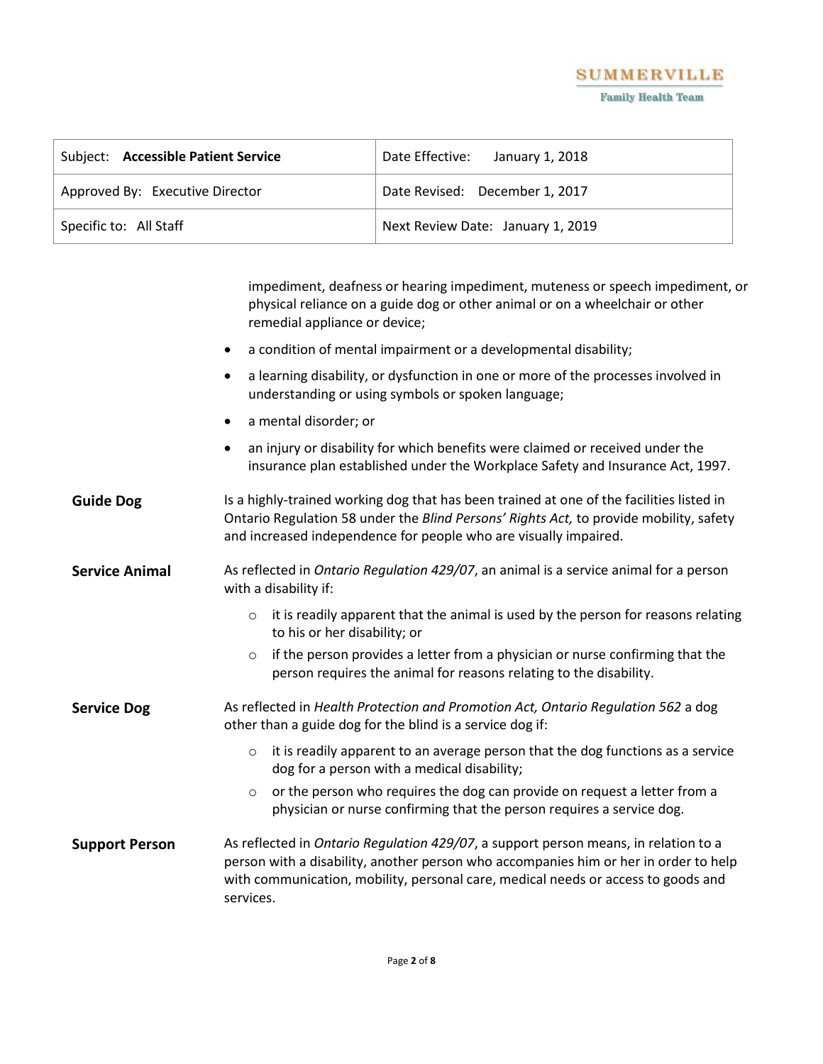impediment, deafness or hearing impediment, muteness or speech impediment, or physical reliance on a guide dog or other animal or on a wheelchair or other remedial appliance or device;

- a condition of mental impairment or a developmental disability;
- a learning disability, or dysfunction in one or more of the processes involved in understanding or using symbols or spoken language;
- a mental disorder; or
- an injury or disability for which benefits were claimed or received under the insurance plan established under the Workplace Safety and Insurance Act, 1997.

**Guide Dog**

Is a highly-trained working dog that has been trained at one of the facilities listed in Ontario Regulation 58 under the *Blind Persons' Rights Act,* to provide mobility, safety and increased independence for people who are visually impaired.

**Service Animal**

As reflected in *Ontario Regulation 429/07*, an animal is a service animal for a person with a disability if:

- it is readily apparent that the animal is used by the person for reasons relating to his or her disability; or
- if the person provides a letter from a physician or nurse confirming that the person requires the animal for reasons relating to the disability.

**Service Dog**

As reflected in *Health Protection and Promotion Act, Ontario Regulation 562* a dog other than a guide dog for the blind is a service dog if:

- it is readily apparent to an average person that the dog functions as a service dog for a person with a medical disability;
- or the person who requires the dog can provide on request a letter from a physician or nurse confirming that the person requires a service dog.

**Support Person**

As reflected in *Ontario Regulation 429/07*, a support person means, in relation to a person with a disability, another person who accompanies him or her in order to help with communication, mobility, personal care, medical needs or access to goods and services.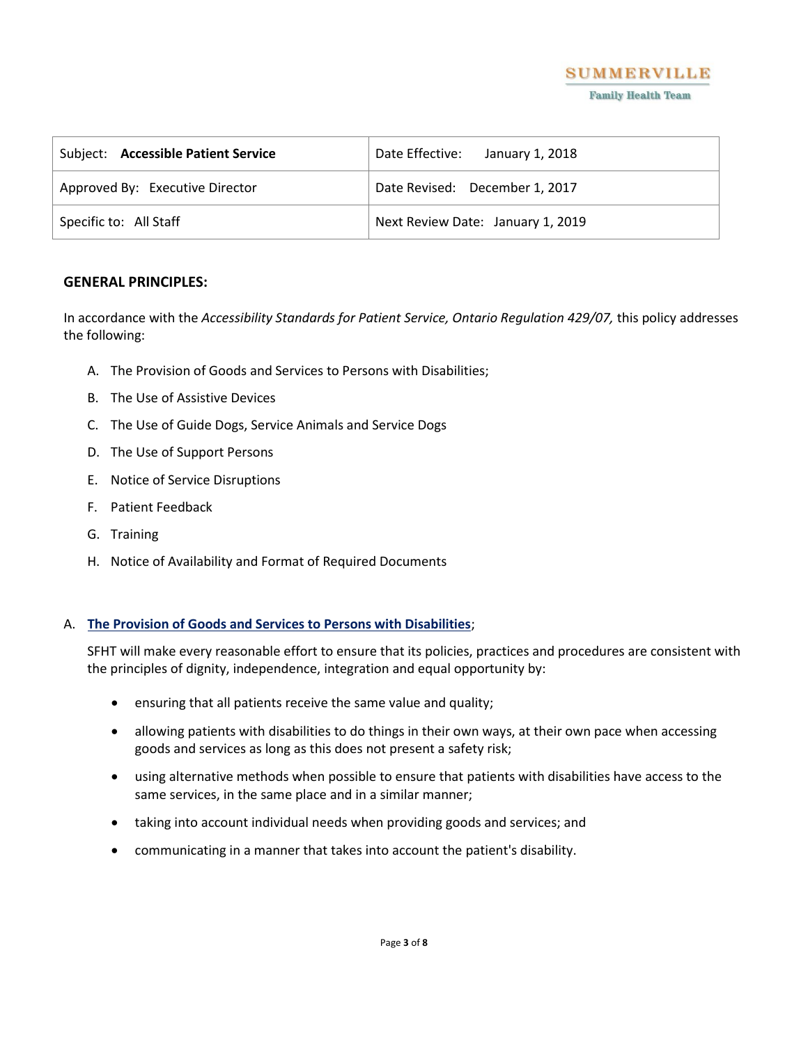SUMMERVILLE
Family Health Team

| | |
|---|---|
| Subject: **Accessible Patient Service** | Date Effective: January 1, 2018 |
| Approved By: Executive Director | Date Revised: December 1, 2017 |
| Specific to: All Staff | Next Review Date: January 1, 2019 |

## GENERAL PRINCIPLES:

In accordance with the *Accessibility Standards for Patient Service, Ontario Regulation 429/07,* this policy addresses the following:

A. The Provision of Goods and Services to Persons with Disabilities;

B. The Use of Assistive Devices

C. The Use of Guide Dogs, Service Animals and Service Dogs

D. The Use of Support Persons

E. Notice of Service Disruptions

F. Patient Feedback

G. Training

H. Notice of Availability and Format of Required Documents

### A. **The Provision of Goods and Services to Persons with Disabilities**;

SFHT will make every reasonable effort to ensure that its policies, practices and procedures are consistent with the principles of dignity, independence, integration and equal opportunity by:

- ensuring that all patients receive the same value and quality;
- allowing patients with disabilities to do things in their own ways, at their own pace when accessing goods and services as long as this does not present a safety risk;
- using alternative methods when possible to ensure that patients with disabilities have access to the same services, in the same place and in a similar manner;
- taking into account individual needs when providing goods and services; and
- communicating in a manner that takes into account the patient's disability.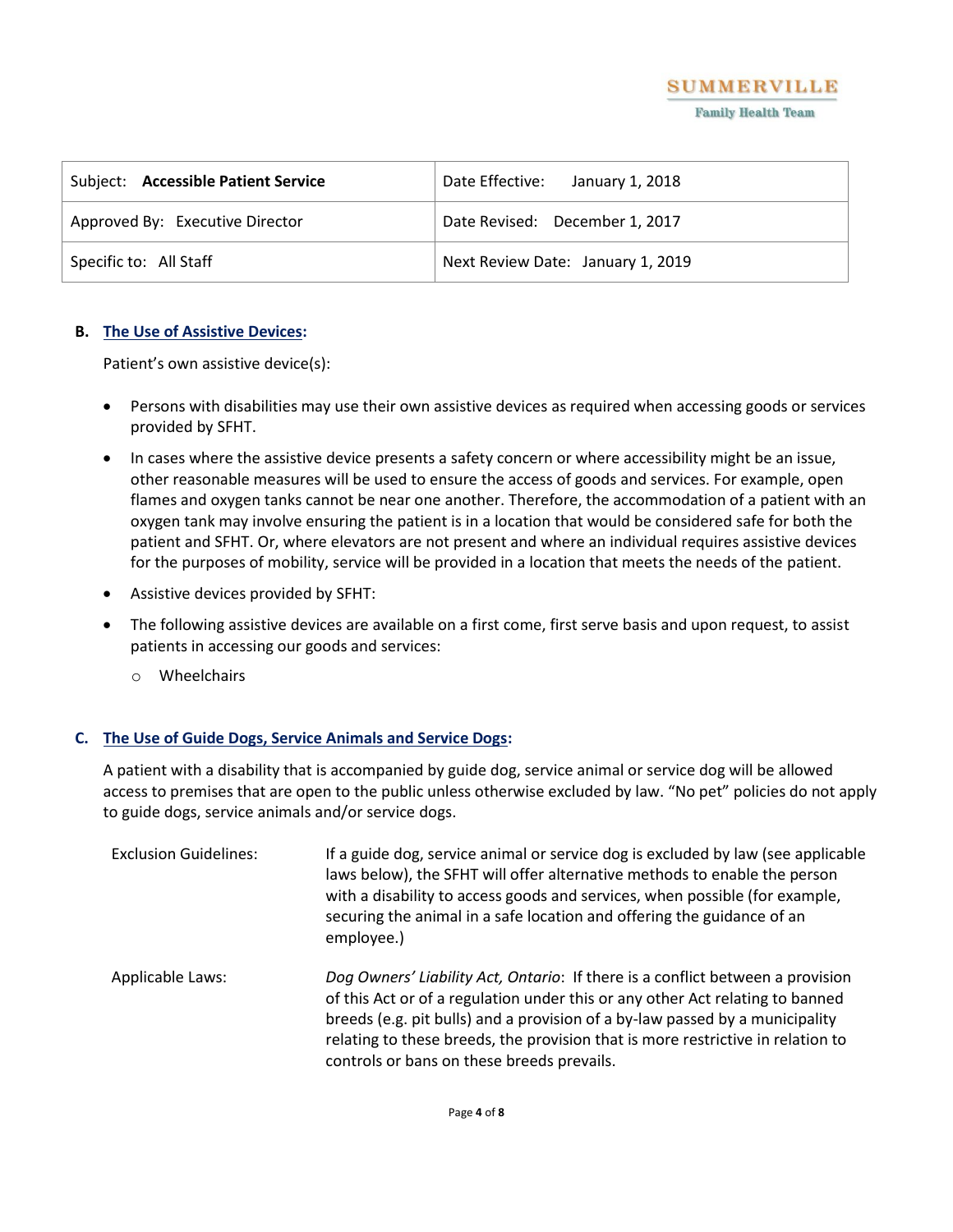| Subject: **Accessible Patient Service** | Date Effective: January 1, 2018 |
|---|---|
| Approved By: Executive Director | Date Revised: December 1, 2017 |
| Specific to: All Staff | Next Review Date: January 1, 2019 |

**B. The Use of Assistive Devices:**

Patient's own assistive device(s):

- Persons with disabilities may use their own assistive devices as required when accessing goods or services provided by SFHT.
- In cases where the assistive device presents a safety concern or where accessibility might be an issue, other reasonable measures will be used to ensure the access of goods and services. For example, open flames and oxygen tanks cannot be near one another. Therefore, the accommodation of a patient with an oxygen tank may involve ensuring the patient is in a location that would be considered safe for both the patient and SFHT. Or, where elevators are not present and where an individual requires assistive devices for the purposes of mobility, service will be provided in a location that meets the needs of the patient.
- Assistive devices provided by SFHT:
- The following assistive devices are available on a first come, first serve basis and upon request, to assist patients in accessing our goods and services:
  - Wheelchairs

**C. The Use of Guide Dogs, Service Animals and Service Dogs:**

A patient with a disability that is accompanied by guide dog, service animal or service dog will be allowed access to premises that are open to the public unless otherwise excluded by law. "No pet" policies do not apply to guide dogs, service animals and/or service dogs.

| | |
|---|---|
| Exclusion Guidelines: | If a guide dog, service animal or service dog is excluded by law (see applicable laws below), the SFHT will offer alternative methods to enable the person with a disability to access goods and services, when possible (for example, securing the animal in a safe location and offering the guidance of an employee.) |
| Applicable Laws: | *Dog Owners' Liability Act, Ontario*: If there is a conflict between a provision of this Act or of a regulation under this or any other Act relating to banned breeds (e.g. pit bulls) and a provision of a by-law passed by a municipality relating to these breeds, the provision that is more restrictive in relation to controls or bans on these breeds prevails. |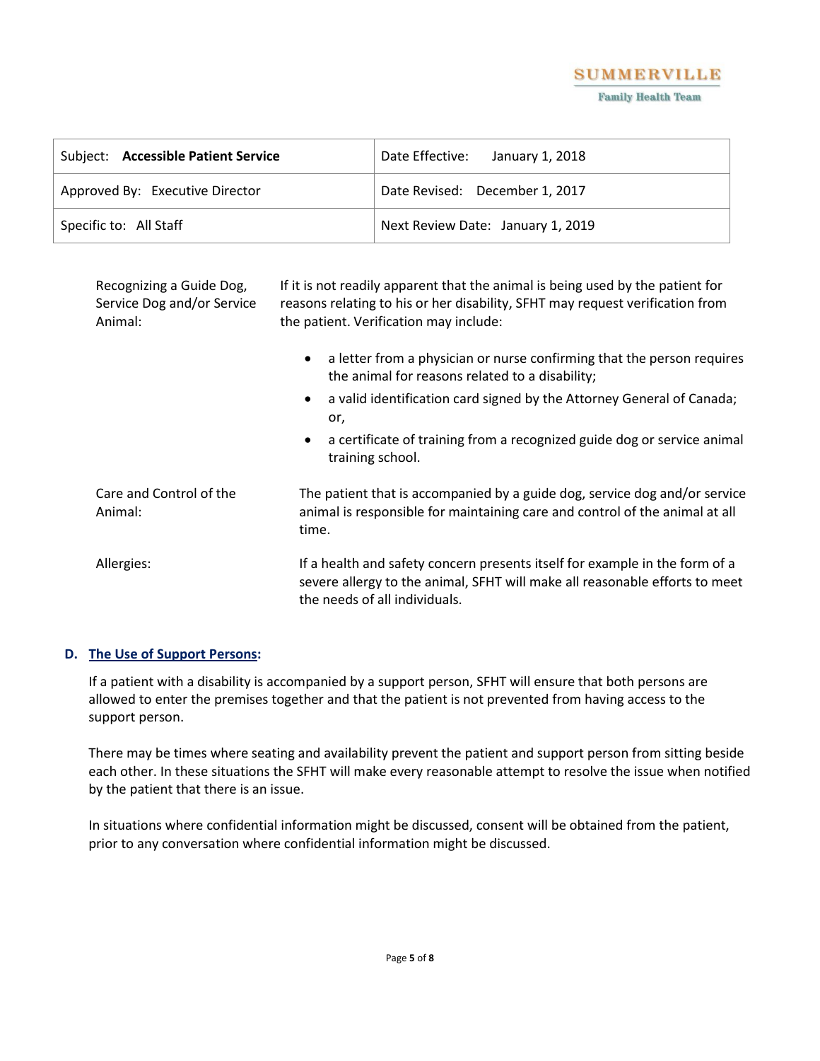| Subject: **Accessible Patient Service** | Date Effective: January 1, 2018 |
|---|---|
| Approved By: Executive Director | Date Revised: December 1, 2017 |
| Specific to: All Staff | Next Review Date: January 1, 2019 |

Recognizing a Guide Dog, Service Dog and/or Service Animal:

If it is not readily apparent that the animal is being used by the patient for reasons relating to his or her disability, SFHT may request verification from the patient. Verification may include:

- a letter from a physician or nurse confirming that the person requires the animal for reasons related to a disability;
- a valid identification card signed by the Attorney General of Canada; or,
- a certificate of training from a recognized guide dog or service animal training school.

Care and Control of the Animal:

The patient that is accompanied by a guide dog, service dog and/or service animal is responsible for maintaining care and control of the animal at all time.

Allergies:

If a health and safety concern presents itself for example in the form of a severe allergy to the animal, SFHT will make all reasonable efforts to meet the needs of all individuals.

### D. The Use of Support Persons:

If a patient with a disability is accompanied by a support person, SFHT will ensure that both persons are allowed to enter the premises together and that the patient is not prevented from having access to the support person.

There may be times where seating and availability prevent the patient and support person from sitting beside each other. In these situations the SFHT will make every reasonable attempt to resolve the issue when notified by the patient that there is an issue.

In situations where confidential information might be discussed, consent will be obtained from the patient, prior to any conversation where confidential information might be discussed.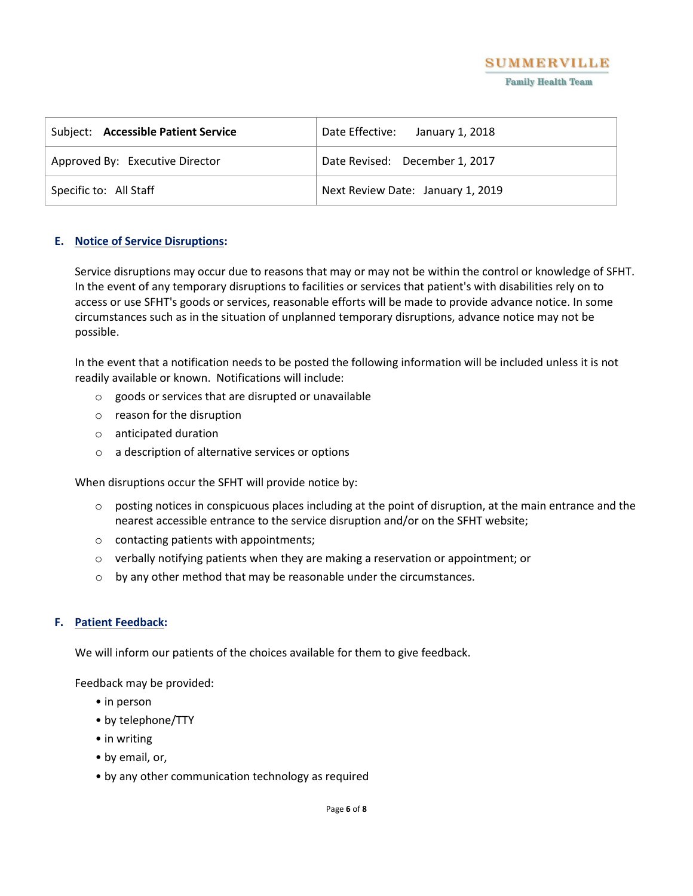| Subject: **Accessible Patient Service** | Date Effective: January 1, 2018 |
|---|---|
| Approved By: Executive Director | Date Revised: December 1, 2017 |
| Specific to: All Staff | Next Review Date: January 1, 2019 |

### E. Notice of Service Disruptions:

Service disruptions may occur due to reasons that may or may not be within the control or knowledge of SFHT. In the event of any temporary disruptions to facilities or services that patient's with disabilities rely on to access or use SFHT's goods or services, reasonable efforts will be made to provide advance notice. In some circumstances such as in the situation of unplanned temporary disruptions, advance notice may not be possible.

In the event that a notification needs to be posted the following information will be included unless it is not readily available or known. Notifications will include:

- goods or services that are disrupted or unavailable
- reason for the disruption
- anticipated duration
- a description of alternative services or options

When disruptions occur the SFHT will provide notice by:

- posting notices in conspicuous places including at the point of disruption, at the main entrance and the nearest accessible entrance to the service disruption and/or on the SFHT website;
- contacting patients with appointments;
- verbally notifying patients when they are making a reservation or appointment; or
- by any other method that may be reasonable under the circumstances.

### F. Patient Feedback:

We will inform our patients of the choices available for them to give feedback.

Feedback may be provided:

- in person
- by telephone/TTY
- in writing
- by email, or,
- by any other communication technology as required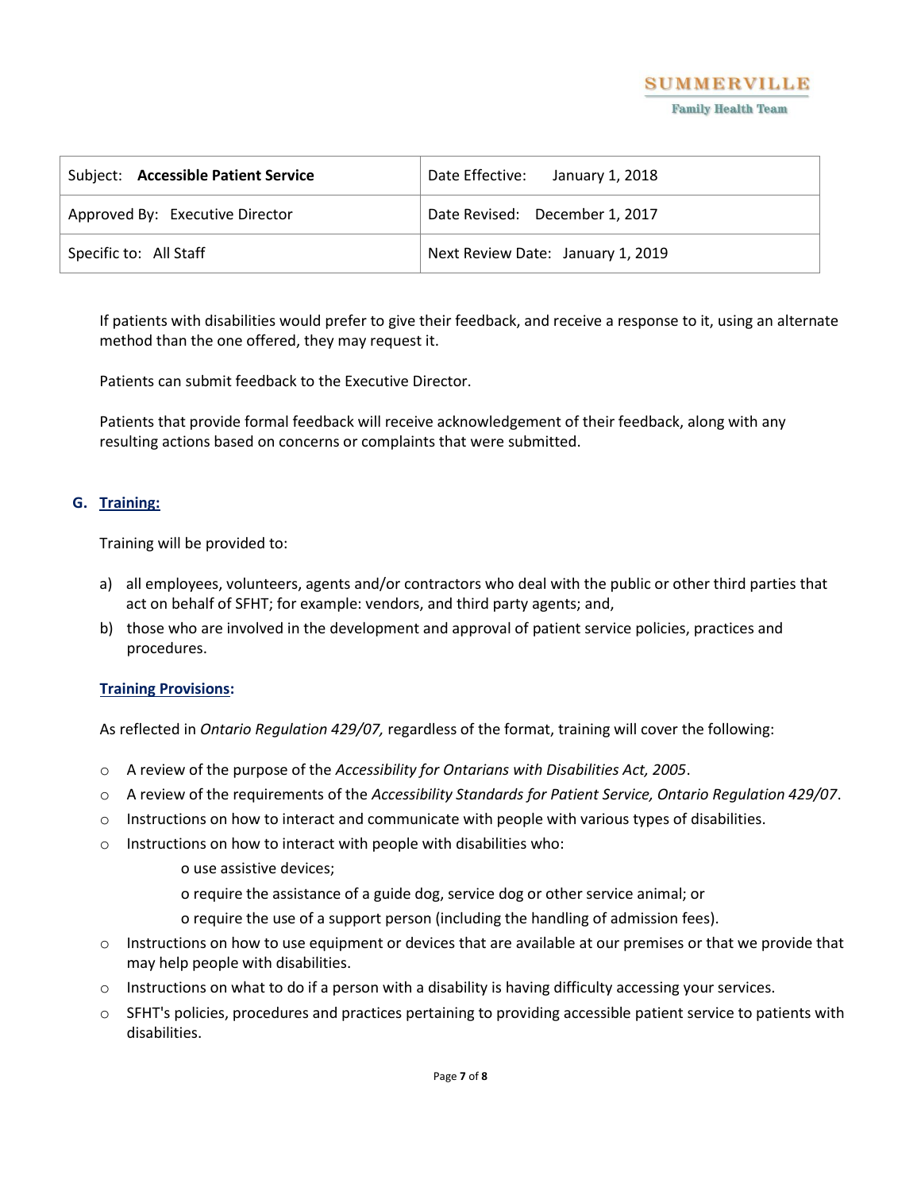If patients with disabilities would prefer to give their feedback, and receive a response to it, using an alternate method than the one offered, they may request it.

Patients can submit feedback to the Executive Director.

Patients that provide formal feedback will receive acknowledgement of their feedback, along with any resulting actions based on concerns or complaints that were submitted.

## G. Training:

Training will be provided to:

a) all employees, volunteers, agents and/or contractors who deal with the public or other third parties that act on behalf of SFHT; for example: vendors, and third party agents; and,
b) those who are involved in the development and approval of patient service policies, practices and procedures.

### Training Provisions:

As reflected in *Ontario Regulation 429/07,* regardless of the format, training will cover the following:

- A review of the purpose of the *Accessibility for Ontarians with Disabilities Act, 2005*.
- A review of the requirements of the *Accessibility Standards for Patient Service, Ontario Regulation 429/07*.
- Instructions on how to interact and communicate with people with various types of disabilities.
- Instructions on how to interact with people with disabilities who:
  - use assistive devices;
  - require the assistance of a guide dog, service dog or other service animal; or
  - require the use of a support person (including the handling of admission fees).
- Instructions on how to use equipment or devices that are available at our premises or that we provide that may help people with disabilities.
- Instructions on what to do if a person with a disability is having difficulty accessing your services.
- SFHT's policies, procedures and practices pertaining to providing accessible patient service to patients with disabilities.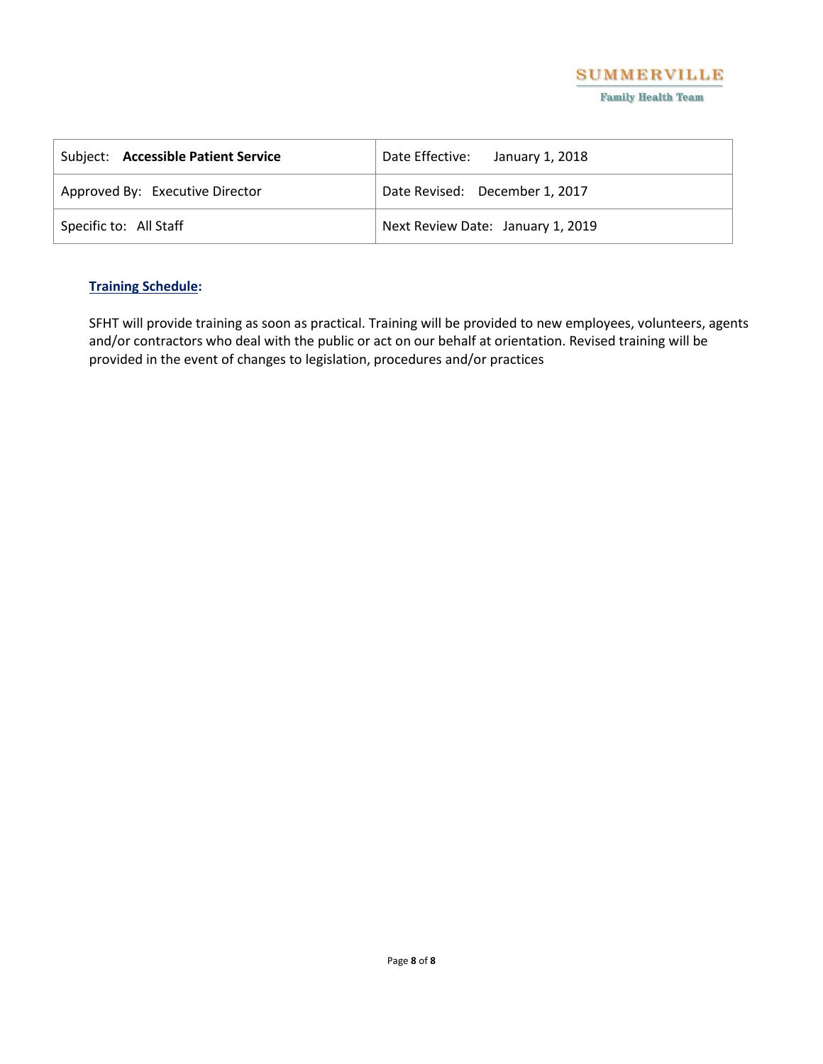| | |
|---|---|
| Subject: **Accessible Patient Service** | Date Effective: January 1, 2018 |
| Approved By: Executive Director | Date Revised: December 1, 2017 |
| Specific to: All Staff | Next Review Date: January 1, 2019 |

**Training Schedule:**

SFHT will provide training as soon as practical. Training will be provided to new employees, volunteers, agents and/or contractors who deal with the public or act on our behalf at orientation. Revised training will be provided in the event of changes to legislation, procedures and/or practices